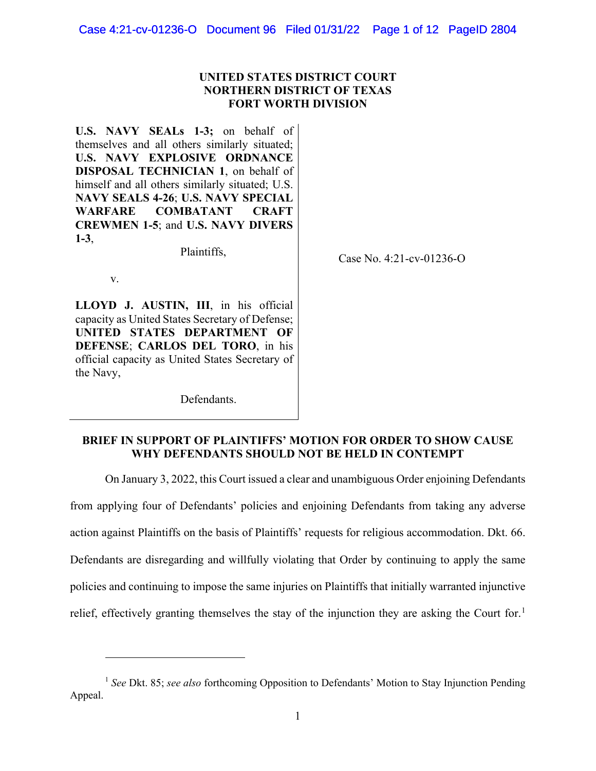**UNITED STATES DISTRICT COURT**
**NORTHERN DISTRICT OF TEXAS**
**FORT WORTH DIVISION**

**U.S. NAVY SEALs 1-3;** on behalf of themselves and all others similarly situated; **U.S. NAVY EXPLOSIVE ORDNANCE DISPOSAL TECHNICIAN 1**, on behalf of himself and all others similarly situated; U.S. **NAVY SEALS 4-26**; **U.S. NAVY SPECIAL WARFARE COMBATANT CRAFT CREWMEN 1-5**; and **U.S. NAVY DIVERS 1-3**,

Plaintiffs,

v.

**LLOYD J. AUSTIN, III**, in his official capacity as United States Secretary of Defense; **UNITED STATES DEPARTMENT OF DEFENSE**; **CARLOS DEL TORO**, in his official capacity as United States Secretary of the Navy,

Defendants.

Case No. 4:21-cv-01236-O

**BRIEF IN SUPPORT OF PLAINTIFFS' MOTION FOR ORDER TO SHOW CAUSE WHY DEFENDANTS SHOULD NOT BE HELD IN CONTEMPT**

On January 3, 2022, this Court issued a clear and unambiguous Order enjoining Defendants from applying four of Defendants' policies and enjoining Defendants from taking any adverse action against Plaintiffs on the basis of Plaintiffs' requests for religious accommodation. Dkt. 66. Defendants are disregarding and willfully violating that Order by continuing to apply the same policies and continuing to impose the same injuries on Plaintiffs that initially warranted injunctive relief, effectively granting themselves the stay of the injunction they are asking the Court for.[1]

[1] *See* Dkt. 85; *see also* forthcoming Opposition to Defendants' Motion to Stay Injunction Pending Appeal.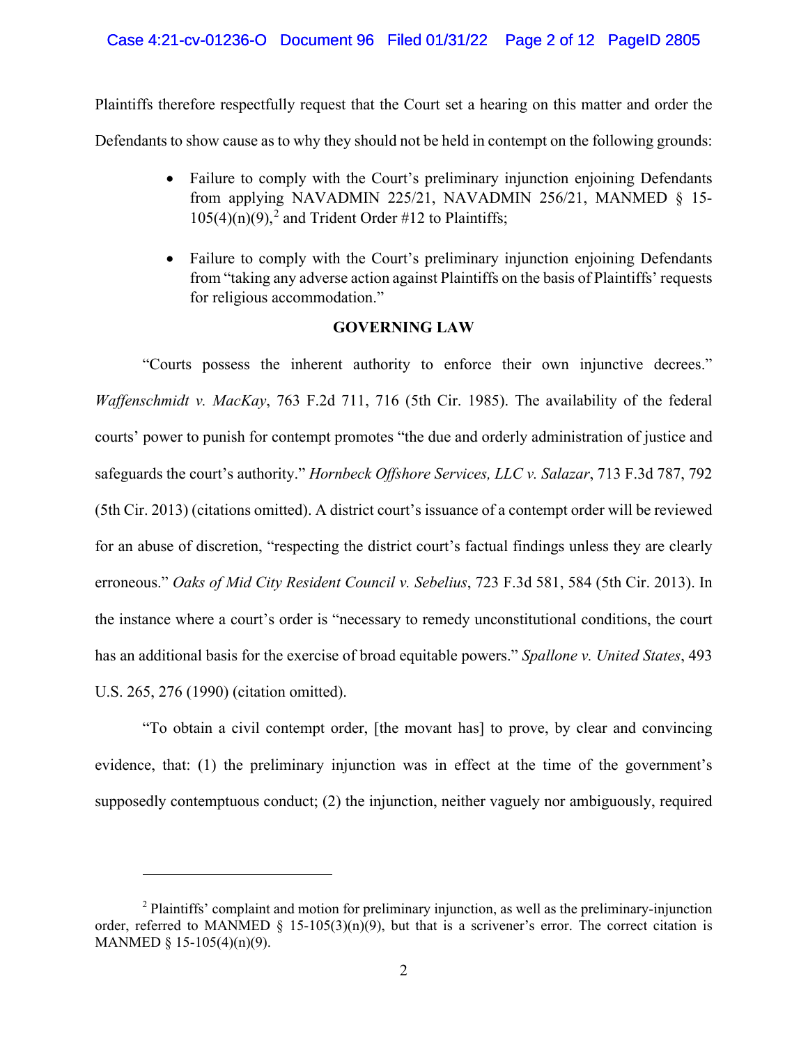Plaintiffs therefore respectfully request that the Court set a hearing on this matter and order the Defendants to show cause as to why they should not be held in contempt on the following grounds:

- Failure to comply with the Court's preliminary injunction enjoining Defendants from applying NAVADMIN 225/21, NAVADMIN 256/21, MANMED § 15-105(4)(n)(9),[2] and Trident Order #12 to Plaintiffs;
- Failure to comply with the Court's preliminary injunction enjoining Defendants from "taking any adverse action against Plaintiffs on the basis of Plaintiffs' requests for religious accommodation."

**GOVERNING LAW**

"Courts possess the inherent authority to enforce their own injunctive decrees." *Waffenschmidt v. MacKay*, 763 F.2d 711, 716 (5th Cir. 1985). The availability of the federal courts' power to punish for contempt promotes "the due and orderly administration of justice and safeguards the court's authority." *Hornbeck Offshore Services, LLC v. Salazar*, 713 F.3d 787, 792 (5th Cir. 2013) (citations omitted). A district court's issuance of a contempt order will be reviewed for an abuse of discretion, "respecting the district court's factual findings unless they are clearly erroneous." *Oaks of Mid City Resident Council v. Sebelius*, 723 F.3d 581, 584 (5th Cir. 2013). In the instance where a court's order is "necessary to remedy unconstitutional conditions, the court has an additional basis for the exercise of broad equitable powers." *Spallone v. United States*, 493 U.S. 265, 276 (1990) (citation omitted).

"To obtain a civil contempt order, [the movant has] to prove, by clear and convincing evidence, that: (1) the preliminary injunction was in effect at the time of the government's supposedly contemptuous conduct; (2) the injunction, neither vaguely nor ambiguously, required

---

[2] Plaintiffs' complaint and motion for preliminary injunction, as well as the preliminary-injunction order, referred to MANMED § 15-105(3)(n)(9), but that is a scrivener's error. The correct citation is MANMED § 15-105(4)(n)(9).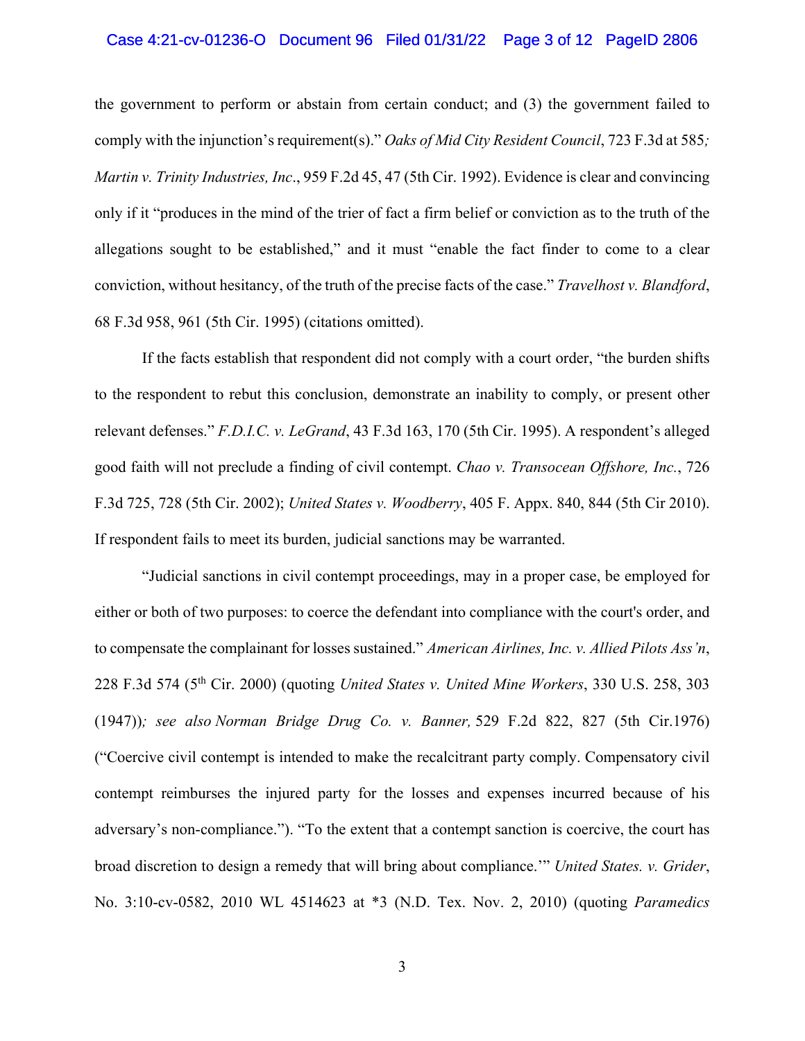the government to perform or abstain from certain conduct; and (3) the government failed to comply with the injunction's requirement(s)." *Oaks of Mid City Resident Council*, 723 F.3d at 585*; Martin v. Trinity Industries, Inc*., 959 F.2d 45, 47 (5th Cir. 1992). Evidence is clear and convincing only if it "produces in the mind of the trier of fact a firm belief or conviction as to the truth of the allegations sought to be established," and it must "enable the fact finder to come to a clear conviction, without hesitancy, of the truth of the precise facts of the case." *Travelhost v. Blandford*, 68 F.3d 958, 961 (5th Cir. 1995) (citations omitted).

If the facts establish that respondent did not comply with a court order, "the burden shifts to the respondent to rebut this conclusion, demonstrate an inability to comply, or present other relevant defenses." *F.D.I.C. v. LeGrand*, 43 F.3d 163, 170 (5th Cir. 1995). A respondent's alleged good faith will not preclude a finding of civil contempt. *Chao v. Transocean Offshore, Inc.*, 726 F.3d 725, 728 (5th Cir. 2002); *United States v. Woodberry*, 405 F. Appx. 840, 844 (5th Cir 2010). If respondent fails to meet its burden, judicial sanctions may be warranted.

"Judicial sanctions in civil contempt proceedings, may in a proper case, be employed for either or both of two purposes: to coerce the defendant into compliance with the court's order, and to compensate the complainant for losses sustained." *American Airlines, Inc. v. Allied Pilots Ass'n*, 228 F.3d 574 (5th Cir. 2000) (quoting *United States v. United Mine Workers*, 330 U.S. 258, 303 (1947))*; see also Norman Bridge Drug Co. v. Banner,* 529 F.2d 822, 827 (5th Cir.1976) ("Coercive civil contempt is intended to make the recalcitrant party comply. Compensatory civil contempt reimburses the injured party for the losses and expenses incurred because of his adversary's non-compliance."). "To the extent that a contempt sanction is coercive, the court has broad discretion to design a remedy that will bring about compliance.'" *United States. v. Grider*, No. 3:10-cv-0582, 2010 WL 4514623 at *3 (N.D. Tex. Nov. 2, 2010) (quoting *Paramedics*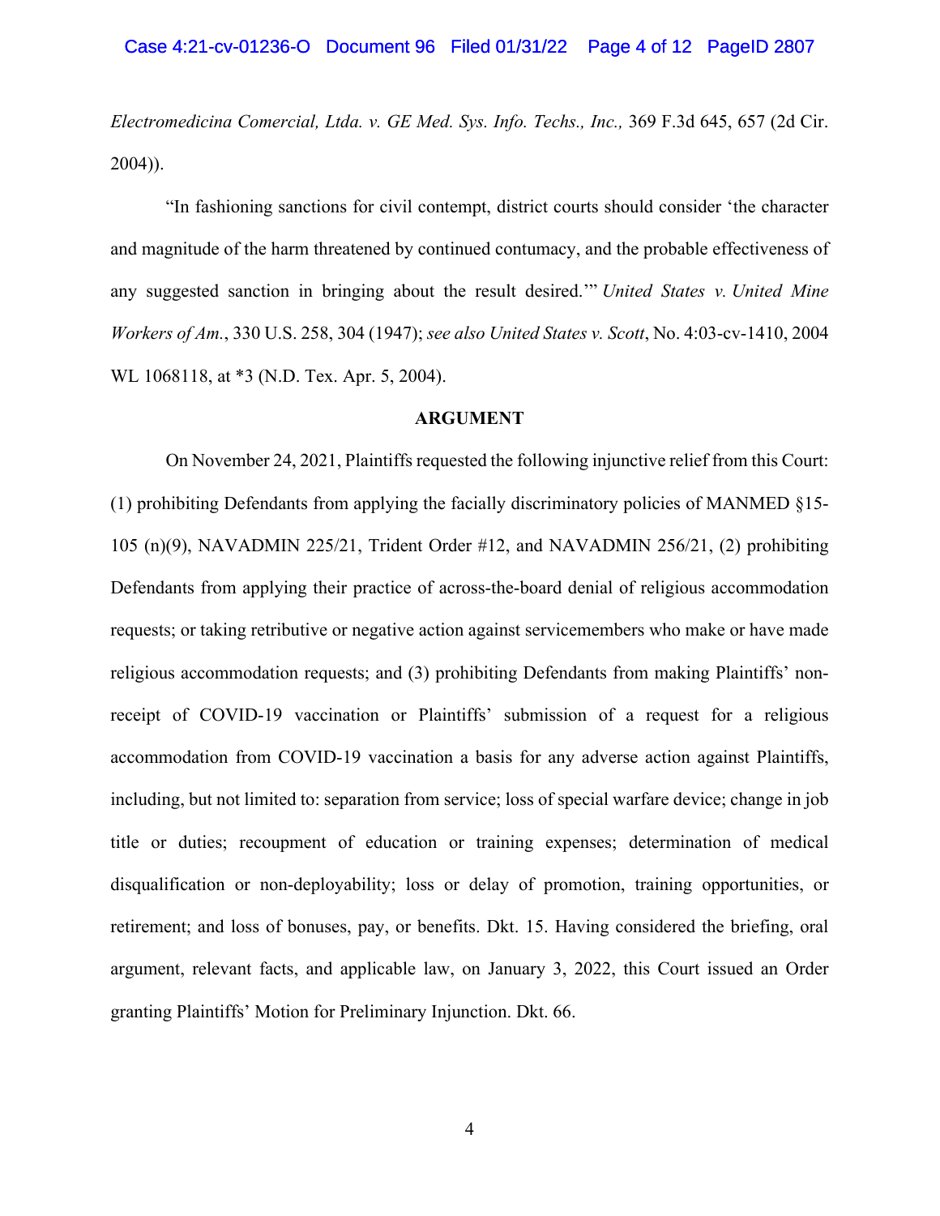*Electromedicina Comercial, Ltda. v. GE Med. Sys. Info. Techs., Inc.,* 369 F.3d 645, 657 (2d Cir. 2004)).

"In fashioning sanctions for civil contempt, district courts should consider 'the character and magnitude of the harm threatened by continued contumacy, and the probable effectiveness of any suggested sanction in bringing about the result desired.'" *United States v. United Mine Workers of Am.*, 330 U.S. 258, 304 (1947); *see also United States v. Scott*, No. 4:03-cv-1410, 2004 WL 1068118, at *3 (N.D. Tex. Apr. 5, 2004).

**ARGUMENT**

On November 24, 2021, Plaintiffs requested the following injunctive relief from this Court: (1) prohibiting Defendants from applying the facially discriminatory policies of MANMED §15-105 (n)(9), NAVADMIN 225/21, Trident Order #12, and NAVADMIN 256/21, (2) prohibiting Defendants from applying their practice of across-the-board denial of religious accommodation requests; or taking retributive or negative action against servicemembers who make or have made religious accommodation requests; and (3) prohibiting Defendants from making Plaintiffs' non-receipt of COVID-19 vaccination or Plaintiffs' submission of a request for a religious accommodation from COVID-19 vaccination a basis for any adverse action against Plaintiffs, including, but not limited to: separation from service; loss of special warfare device; change in job title or duties; recoupment of education or training expenses; determination of medical disqualification or non-deployability; loss or delay of promotion, training opportunities, or retirement; and loss of bonuses, pay, or benefits. Dkt. 15. Having considered the briefing, oral argument, relevant facts, and applicable law, on January 3, 2022, this Court issued an Order granting Plaintiffs' Motion for Preliminary Injunction. Dkt. 66.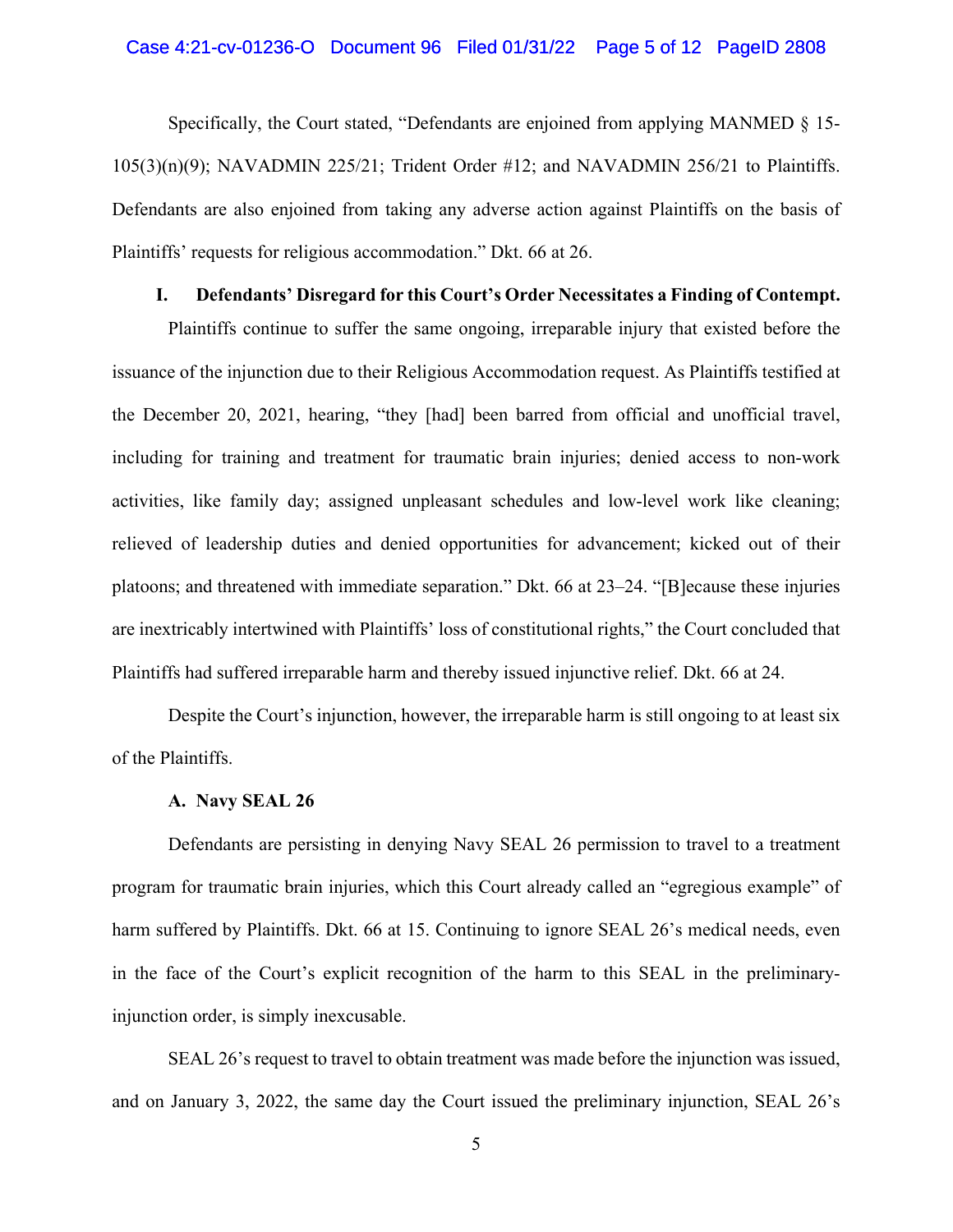Specifically, the Court stated, "Defendants are enjoined from applying MANMED § 15-105(3)(n)(9); NAVADMIN 225/21; Trident Order #12; and NAVADMIN 256/21 to Plaintiffs. Defendants are also enjoined from taking any adverse action against Plaintiffs on the basis of Plaintiffs' requests for religious accommodation." Dkt. 66 at 26.

## I. Defendants' Disregard for this Court's Order Necessitates a Finding of Contempt.

Plaintiffs continue to suffer the same ongoing, irreparable injury that existed before the issuance of the injunction due to their Religious Accommodation request. As Plaintiffs testified at the December 20, 2021, hearing, "they [had] been barred from official and unofficial travel, including for training and treatment for traumatic brain injuries; denied access to non-work activities, like family day; assigned unpleasant schedules and low-level work like cleaning; relieved of leadership duties and denied opportunities for advancement; kicked out of their platoons; and threatened with immediate separation." Dkt. 66 at 23–24. "[B]ecause these injuries are inextricably intertwined with Plaintiffs' loss of constitutional rights," the Court concluded that Plaintiffs had suffered irreparable harm and thereby issued injunctive relief. Dkt. 66 at 24.

Despite the Court's injunction, however, the irreparable harm is still ongoing to at least six of the Plaintiffs.

### A. Navy SEAL 26

Defendants are persisting in denying Navy SEAL 26 permission to travel to a treatment program for traumatic brain injuries, which this Court already called an "egregious example" of harm suffered by Plaintiffs. Dkt. 66 at 15. Continuing to ignore SEAL 26's medical needs, even in the face of the Court's explicit recognition of the harm to this SEAL in the preliminary-injunction order, is simply inexcusable.

SEAL 26's request to travel to obtain treatment was made before the injunction was issued, and on January 3, 2022, the same day the Court issued the preliminary injunction, SEAL 26's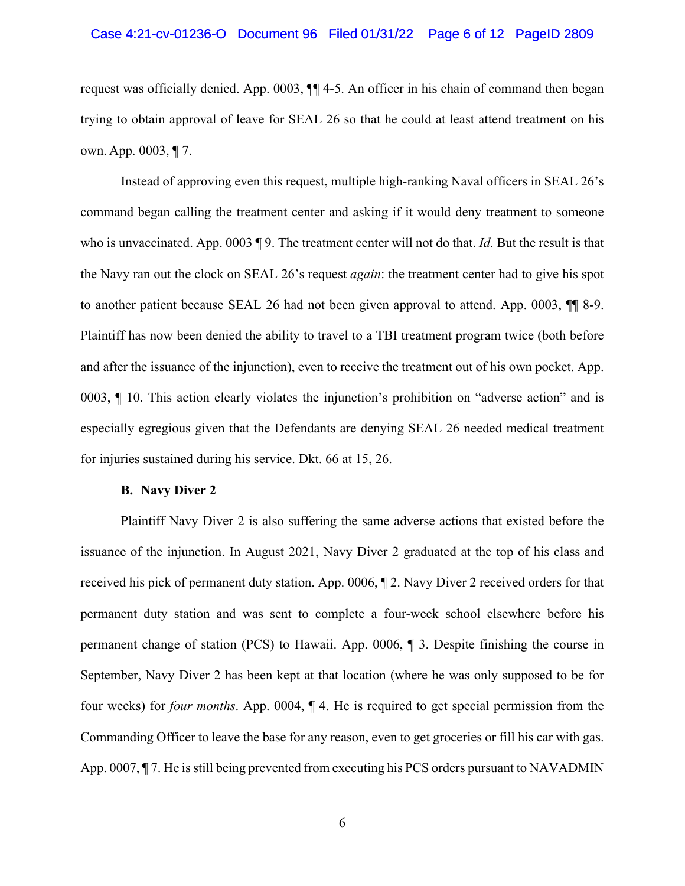request was officially denied. App. 0003, ¶¶ 4-5. An officer in his chain of command then began trying to obtain approval of leave for SEAL 26 so that he could at least attend treatment on his own. App. 0003, ¶ 7.

Instead of approving even this request, multiple high-ranking Naval officers in SEAL 26's command began calling the treatment center and asking if it would deny treatment to someone who is unvaccinated. App. 0003 ¶ 9. The treatment center will not do that. *Id.* But the result is that the Navy ran out the clock on SEAL 26's request *again*: the treatment center had to give his spot to another patient because SEAL 26 had not been given approval to attend. App. 0003, ¶¶ 8-9. Plaintiff has now been denied the ability to travel to a TBI treatment program twice (both before and after the issuance of the injunction), even to receive the treatment out of his own pocket. App. 0003, ¶ 10. This action clearly violates the injunction's prohibition on "adverse action" and is especially egregious given that the Defendants are denying SEAL 26 needed medical treatment for injuries sustained during his service. Dkt. 66 at 15, 26.

**B. Navy Diver 2**

Plaintiff Navy Diver 2 is also suffering the same adverse actions that existed before the issuance of the injunction. In August 2021, Navy Diver 2 graduated at the top of his class and received his pick of permanent duty station. App. 0006, ¶ 2. Navy Diver 2 received orders for that permanent duty station and was sent to complete a four-week school elsewhere before his permanent change of station (PCS) to Hawaii. App. 0006, ¶ 3. Despite finishing the course in September, Navy Diver 2 has been kept at that location (where he was only supposed to be for four weeks) for *four months*. App. 0004, ¶ 4. He is required to get special permission from the Commanding Officer to leave the base for any reason, even to get groceries or fill his car with gas. App. 0007, ¶ 7. He is still being prevented from executing his PCS orders pursuant to NAVADMIN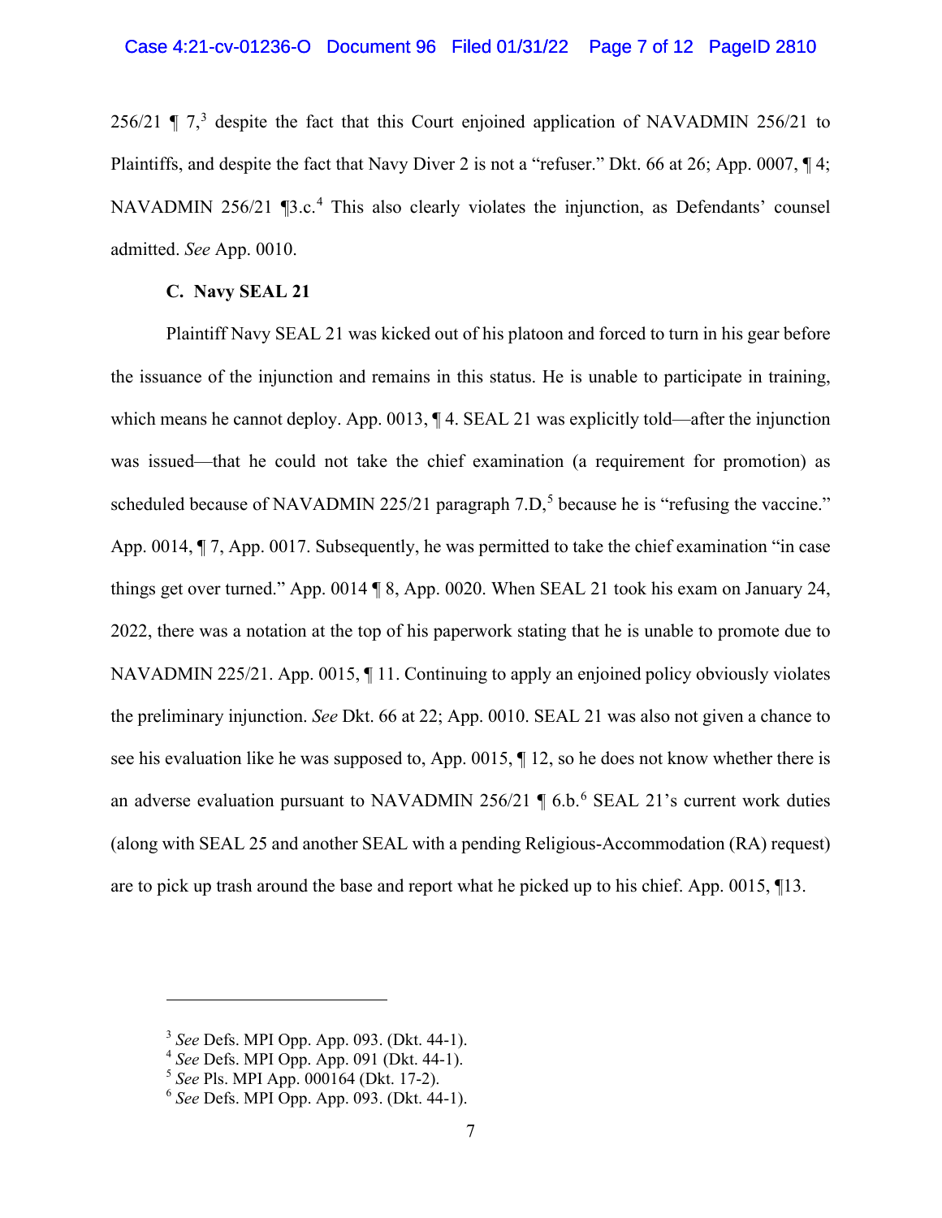256/21 ¶ 7,[3] despite the fact that this Court enjoined application of NAVADMIN 256/21 to Plaintiffs, and despite the fact that Navy Diver 2 is not a "refuser." Dkt. 66 at 26; App. 0007, ¶ 4; NAVADMIN 256/21 ¶3.c.[4] This also clearly violates the injunction, as Defendants' counsel admitted. *See* App. 0010.

### C. Navy SEAL 21

Plaintiff Navy SEAL 21 was kicked out of his platoon and forced to turn in his gear before the issuance of the injunction and remains in this status. He is unable to participate in training, which means he cannot deploy. App. 0013, ¶ 4. SEAL 21 was explicitly told—after the injunction was issued—that he could not take the chief examination (a requirement for promotion) as scheduled because of NAVADMIN 225/21 paragraph 7.D,[5] because he is "refusing the vaccine." App. 0014, ¶ 7, App. 0017. Subsequently, he was permitted to take the chief examination "in case things get over turned." App. 0014 ¶ 8, App. 0020. When SEAL 21 took his exam on January 24, 2022, there was a notation at the top of his paperwork stating that he is unable to promote due to NAVADMIN 225/21. App. 0015, ¶ 11. Continuing to apply an enjoined policy obviously violates the preliminary injunction. *See* Dkt. 66 at 22; App. 0010. SEAL 21 was also not given a chance to see his evaluation like he was supposed to, App. 0015, ¶ 12, so he does not know whether there is an adverse evaluation pursuant to NAVADMIN 256/21 ¶ 6.b.[6] SEAL 21's current work duties (along with SEAL 25 and another SEAL with a pending Religious-Accommodation (RA) request) are to pick up trash around the base and report what he picked up to his chief. App. 0015, ¶13.

---

[3] *See* Defs. MPI Opp. App. 093. (Dkt. 44-1).

[4] *See* Defs. MPI Opp. App. 091 (Dkt. 44-1).

[5] *See* Pls. MPI App. 000164 (Dkt. 17-2).

[6] *See* Defs. MPI Opp. App. 093. (Dkt. 44-1).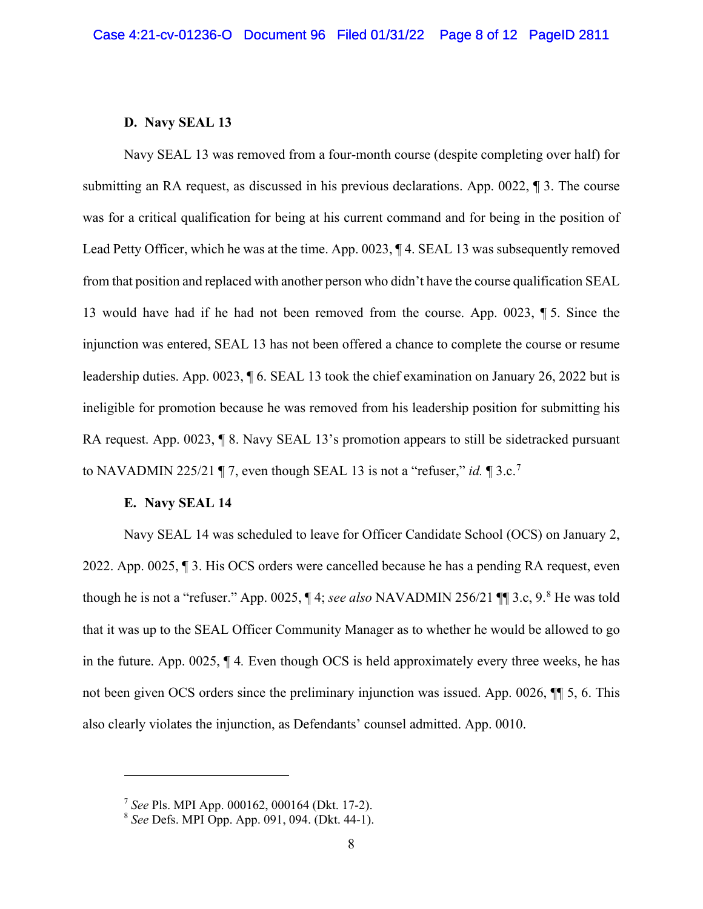### D. Navy SEAL 13

Navy SEAL 13 was removed from a four-month course (despite completing over half) for submitting an RA request, as discussed in his previous declarations. App. 0022, ¶ 3. The course was for a critical qualification for being at his current command and for being in the position of Lead Petty Officer, which he was at the time. App. 0023, ¶ 4. SEAL 13 was subsequently removed from that position and replaced with another person who didn't have the course qualification SEAL 13 would have had if he had not been removed from the course. App. 0023, ¶ 5. Since the injunction was entered, SEAL 13 has not been offered a chance to complete the course or resume leadership duties. App. 0023, ¶ 6. SEAL 13 took the chief examination on January 26, 2022 but is ineligible for promotion because he was removed from his leadership position for submitting his RA request. App. 0023, ¶ 8. Navy SEAL 13's promotion appears to still be sidetracked pursuant to NAVADMIN 225/21 ¶ 7, even though SEAL 13 is not a "refuser," *id.* ¶ 3.c.[7]

### E. Navy SEAL 14

Navy SEAL 14 was scheduled to leave for Officer Candidate School (OCS) on January 2, 2022. App. 0025, ¶ 3. His OCS orders were cancelled because he has a pending RA request, even though he is not a "refuser." App. 0025, ¶ 4; *see also* NAVADMIN 256/21 ¶¶ 3.c, 9.[8] He was told that it was up to the SEAL Officer Community Manager as to whether he would be allowed to go in the future. App. 0025, ¶ 4. Even though OCS is held approximately every three weeks, he has not been given OCS orders since the preliminary injunction was issued. App. 0026, ¶¶ 5, 6. This also clearly violates the injunction, as Defendants' counsel admitted. App. 0010.

---

[7] *See* Pls. MPI App. 000162, 000164 (Dkt. 17-2).

[8] *See* Defs. MPI Opp. App. 091, 094. (Dkt. 44-1).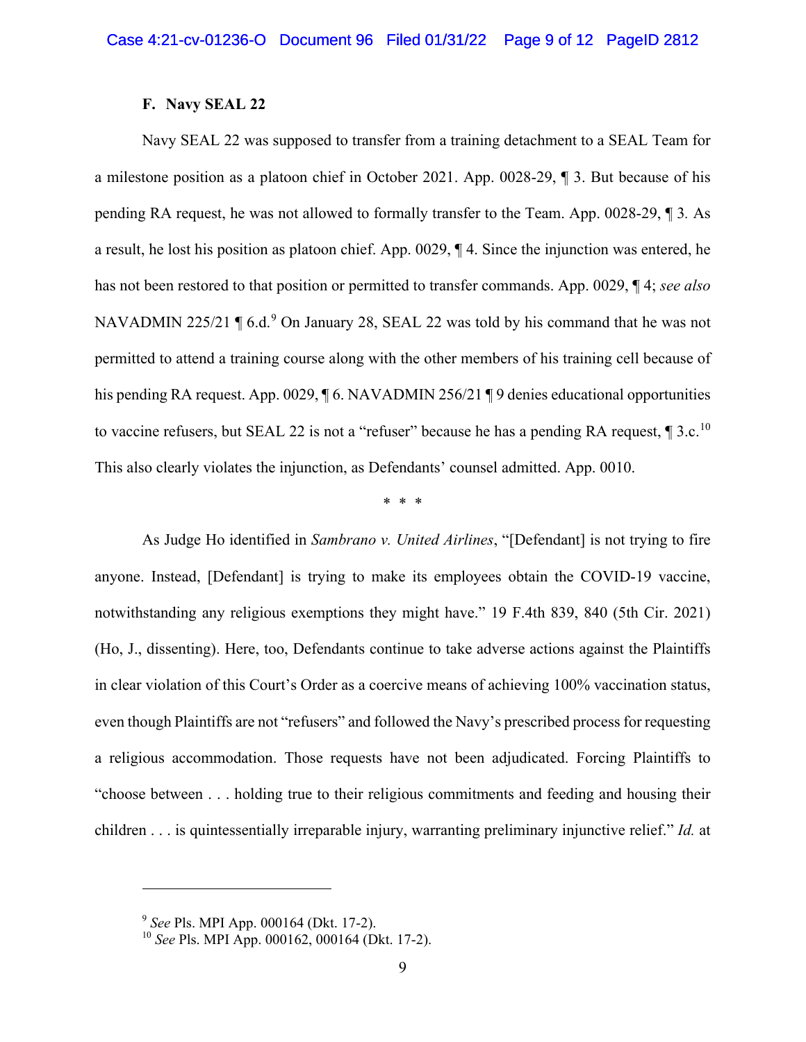### F. Navy SEAL 22

Navy SEAL 22 was supposed to transfer from a training detachment to a SEAL Team for a milestone position as a platoon chief in October 2021. App. 0028-29, ¶ 3. But because of his pending RA request, he was not allowed to formally transfer to the Team. App. 0028-29, ¶ 3. As a result, he lost his position as platoon chief. App. 0029, ¶ 4. Since the injunction was entered, he has not been restored to that position or permitted to transfer commands. App. 0029, ¶ 4; *see also* NAVADMIN 225/21 ¶ 6.d.[9] On January 28, SEAL 22 was told by his command that he was not permitted to attend a training course along with the other members of his training cell because of his pending RA request. App. 0029, ¶ 6. NAVADMIN 256/21 ¶ 9 denies educational opportunities to vaccine refusers, but SEAL 22 is not a "refuser" because he has a pending RA request, ¶ 3.c.[10] This also clearly violates the injunction, as Defendants' counsel admitted. App. 0010.

\* \* \*

As Judge Ho identified in *Sambrano v. United Airlines*, "[Defendant] is not trying to fire anyone. Instead, [Defendant] is trying to make its employees obtain the COVID-19 vaccine, notwithstanding any religious exemptions they might have." 19 F.4th 839, 840 (5th Cir. 2021) (Ho, J., dissenting). Here, too, Defendants continue to take adverse actions against the Plaintiffs in clear violation of this Court's Order as a coercive means of achieving 100% vaccination status, even though Plaintiffs are not "refusers" and followed the Navy's prescribed process for requesting a religious accommodation. Those requests have not been adjudicated. Forcing Plaintiffs to "choose between . . . holding true to their religious commitments and feeding and housing their children . . . is quintessentially irreparable injury, warranting preliminary injunctive relief." *Id.* at

---

[9] *See* Pls. MPI App. 000164 (Dkt. 17-2).

[10] *See* Pls. MPI App. 000162, 000164 (Dkt. 17-2).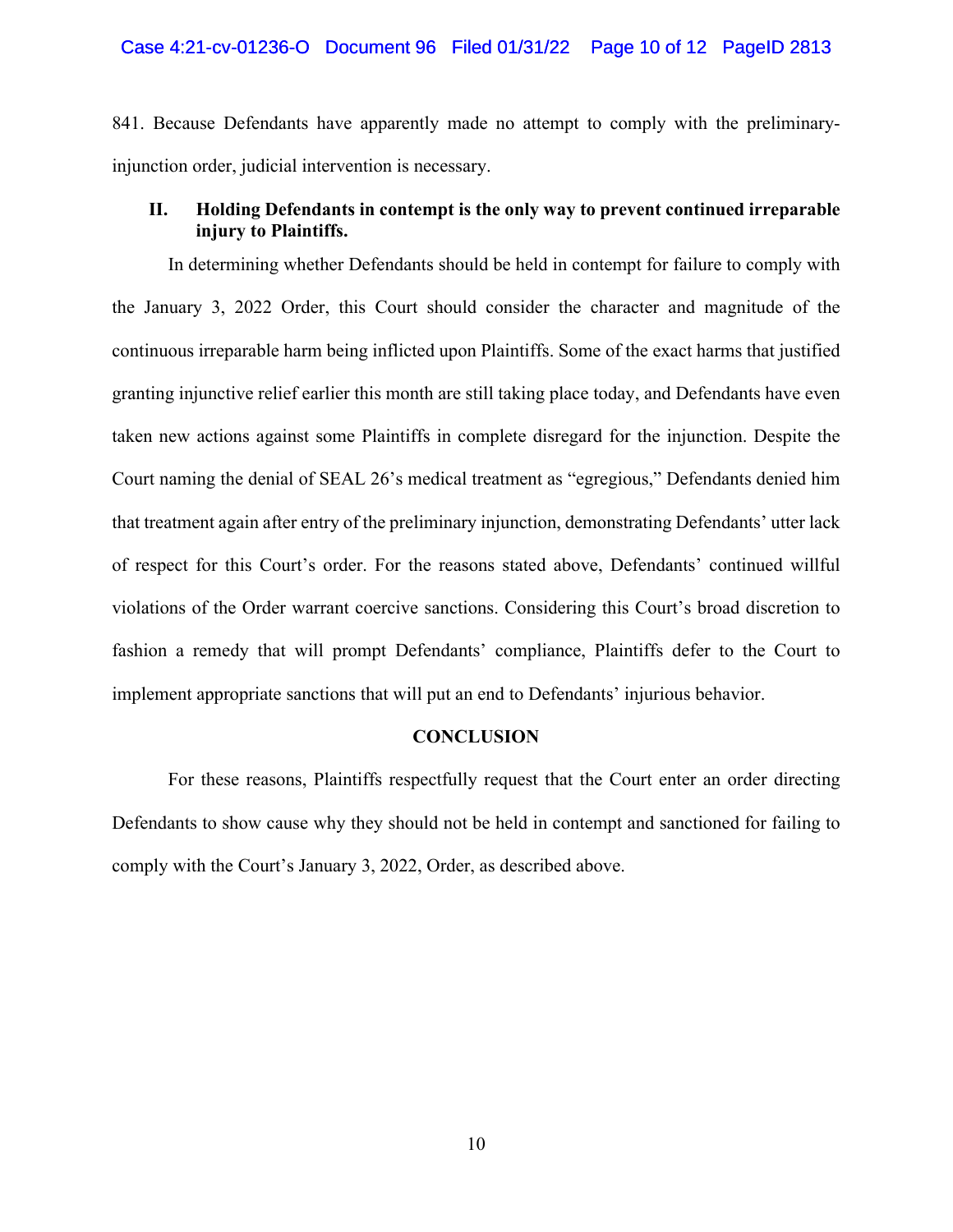841. Because Defendants have apparently made no attempt to comply with the preliminary-injunction order, judicial intervention is necessary.

## II. Holding Defendants in contempt is the only way to prevent continued irreparable injury to Plaintiffs.

In determining whether Defendants should be held in contempt for failure to comply with the January 3, 2022 Order, this Court should consider the character and magnitude of the continuous irreparable harm being inflicted upon Plaintiffs. Some of the exact harms that justified granting injunctive relief earlier this month are still taking place today, and Defendants have even taken new actions against some Plaintiffs in complete disregard for the injunction. Despite the Court naming the denial of SEAL 26's medical treatment as "egregious," Defendants denied him that treatment again after entry of the preliminary injunction, demonstrating Defendants' utter lack of respect for this Court's order. For the reasons stated above, Defendants' continued willful violations of the Order warrant coercive sanctions. Considering this Court's broad discretion to fashion a remedy that will prompt Defendants' compliance, Plaintiffs defer to the Court to implement appropriate sanctions that will put an end to Defendants' injurious behavior.

## CONCLUSION

For these reasons, Plaintiffs respectfully request that the Court enter an order directing Defendants to show cause why they should not be held in contempt and sanctioned for failing to comply with the Court's January 3, 2022, Order, as described above.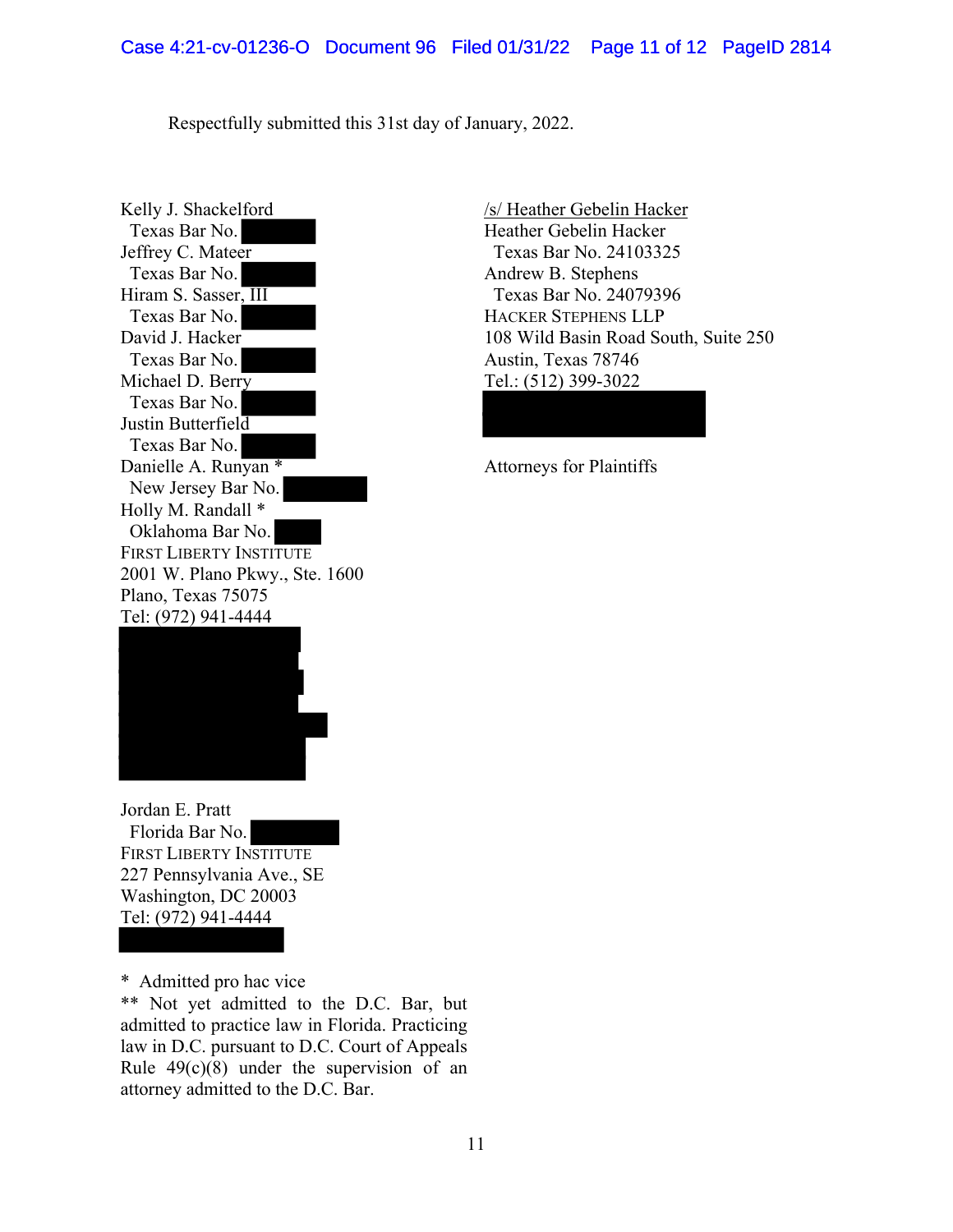Respectfully submitted this 31st day of January, 2022.

Kelly J. Shackelford
  Texas Bar No. 
Jeffrey C. Mateer
  Texas Bar No. 
Hiram S. Sasser, III
  Texas Bar No. 
David J. Hacker
  Texas Bar No. 
Michael D. Berry
  Texas Bar No. 
Justin Butterfield
  Texas Bar No. 
Danielle A. Runyan *
  New Jersey Bar No. 
Holly M. Randall *
  Oklahoma Bar No. 
FIRST LIBERTY INSTITUTE
2001 W. Plano Pkwy., Ste. 1600
Plano, Texas 75075
Tel: (972) 941-4444

Jordan E. Pratt
  Florida Bar No. 
FIRST LIBERTY INSTITUTE
227 Pennsylvania Ave., SE
Washington, DC 20003
Tel: (972) 941-4444

\* Admitted pro hac vice
\*\* Not yet admitted to the D.C. Bar, but admitted to practice law in Florida. Practicing law in D.C. pursuant to D.C. Court of Appeals Rule 49(c)(8) under the supervision of an attorney admitted to the D.C. Bar.

/s/ Heather Gebelin Hacker
Heather Gebelin Hacker
  Texas Bar No. 24103325
Andrew B. Stephens
  Texas Bar No. 24079396
HACKER STEPHENS LLP
108 Wild Basin Road South, Suite 250
Austin, Texas 78746
Tel.: (512) 399-3022

Attorneys for Plaintiffs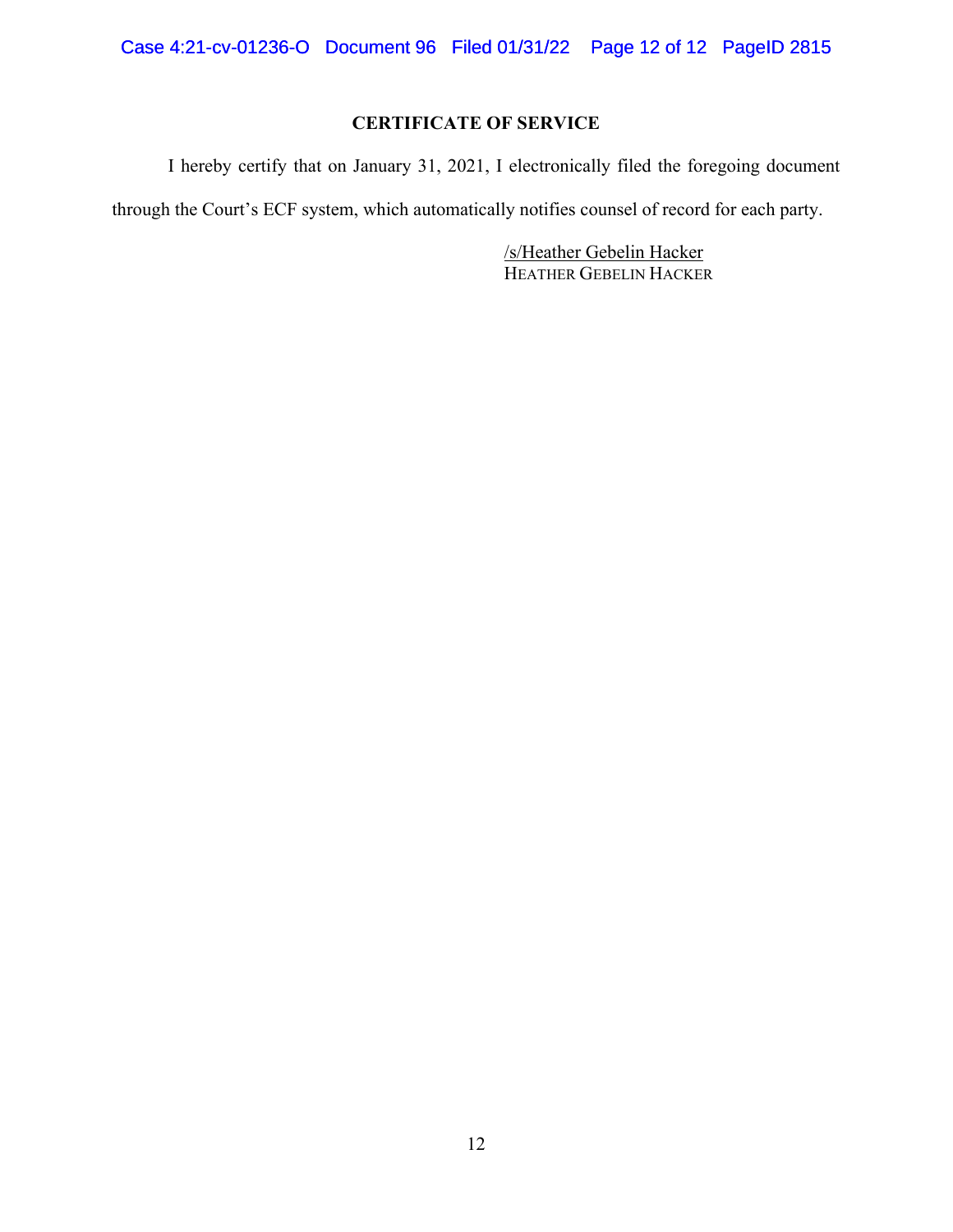**CERTIFICATE OF SERVICE**

I hereby certify that on January 31, 2021, I electronically filed the foregoing document through the Court's ECF system, which automatically notifies counsel of record for each party.

/s/Heather Gebelin Hacker
HEATHER GEBELIN HACKER